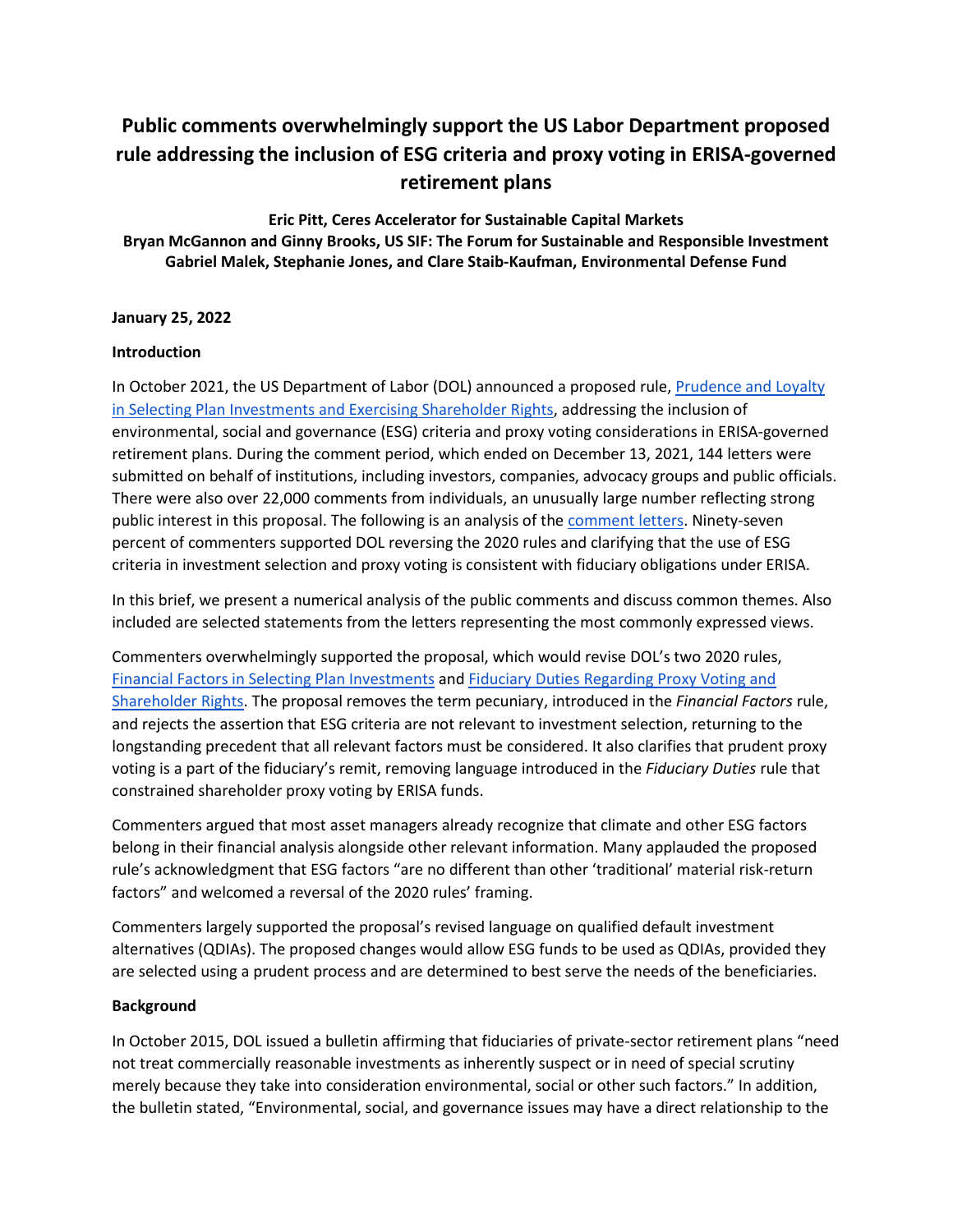# Public comments overwhelmingly support the US Labor Department proposed rule addressing the inclusion of ESG criteria and proxy voting in ERISA-governed retirement plans

**Eric Pitt, Ceres Accelerator for Sustainable Capital Markets**
**Bryan McGannon and Ginny Brooks, US SIF: The Forum for Sustainable and Responsible Investment**
**Gabriel Malek, Stephanie Jones, and Clare Staib-Kaufman, Environmental Defense Fund**

**January 25, 2022**

## Introduction

In October 2021, the US Department of Labor (DOL) announced a proposed rule, Prudence and Loyalty in Selecting Plan Investments and Exercising Shareholder Rights, addressing the inclusion of environmental, social and governance (ESG) criteria and proxy voting considerations in ERISA-governed retirement plans. During the comment period, which ended on December 13, 2021, 144 letters were submitted on behalf of institutions, including investors, companies, advocacy groups and public officials. There were also over 22,000 comments from individuals, an unusually large number reflecting strong public interest in this proposal. The following is an analysis of the comment letters. Ninety-seven percent of commenters supported DOL reversing the 2020 rules and clarifying that the use of ESG criteria in investment selection and proxy voting is consistent with fiduciary obligations under ERISA.

In this brief, we present a numerical analysis of the public comments and discuss common themes. Also included are selected statements from the letters representing the most commonly expressed views.

Commenters overwhelmingly supported the proposal, which would revise DOL's two 2020 rules, Financial Factors in Selecting Plan Investments and Fiduciary Duties Regarding Proxy Voting and Shareholder Rights. The proposal removes the term pecuniary, introduced in the *Financial Factors* rule, and rejects the assertion that ESG criteria are not relevant to investment selection, returning to the longstanding precedent that all relevant factors must be considered. It also clarifies that prudent proxy voting is a part of the fiduciary's remit, removing language introduced in the *Fiduciary Duties* rule that constrained shareholder proxy voting by ERISA funds.

Commenters argued that most asset managers already recognize that climate and other ESG factors belong in their financial analysis alongside other relevant information. Many applauded the proposed rule's acknowledgment that ESG factors "are no different than other 'traditional' material risk-return factors" and welcomed a reversal of the 2020 rules' framing.

Commenters largely supported the proposal's revised language on qualified default investment alternatives (QDIAs). The proposed changes would allow ESG funds to be used as QDIAs, provided they are selected using a prudent process and are determined to best serve the needs of the beneficiaries.

## Background

In October 2015, DOL issued a bulletin affirming that fiduciaries of private-sector retirement plans "need not treat commercially reasonable investments as inherently suspect or in need of special scrutiny merely because they take into consideration environmental, social or other such factors." In addition, the bulletin stated, "Environmental, social, and governance issues may have a direct relationship to the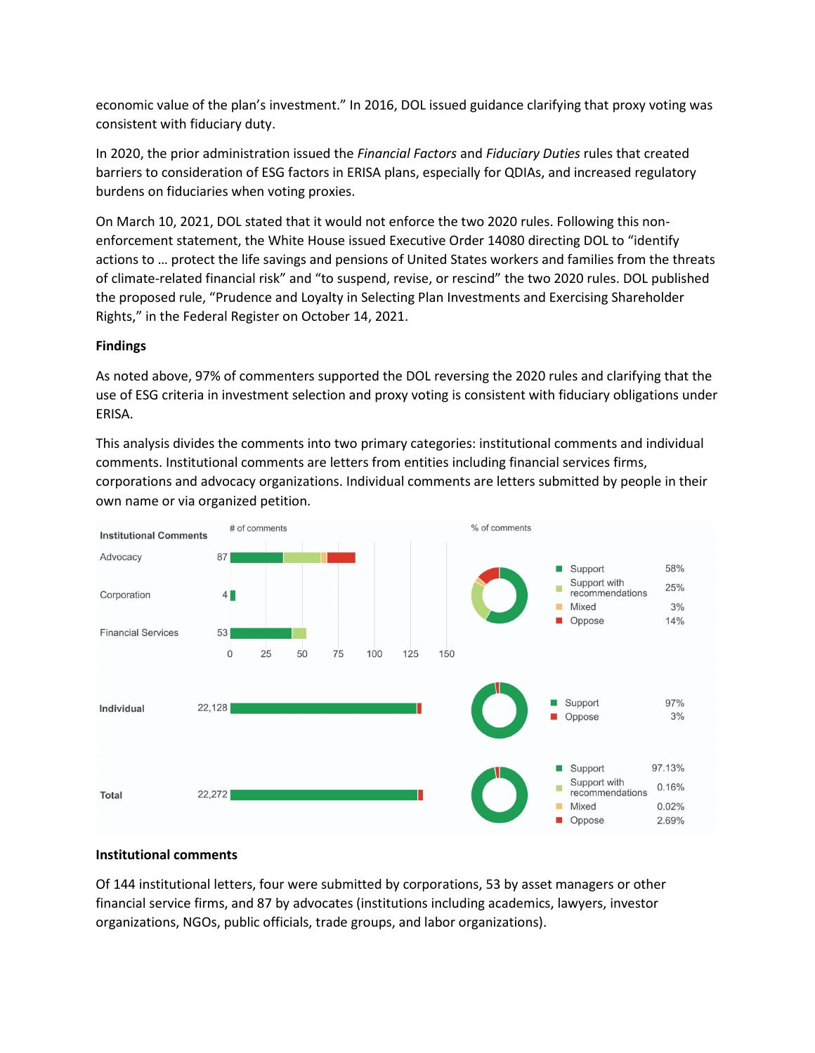economic value of the plan's investment." In 2016, DOL issued guidance clarifying that proxy voting was consistent with fiduciary duty.

In 2020, the prior administration issued the *Financial Factors* and *Fiduciary Duties* rules that created barriers to consideration of ESG factors in ERISA plans, especially for QDIAs, and increased regulatory burdens on fiduciaries when voting proxies.

On March 10, 2021, DOL stated that it would not enforce the two 2020 rules. Following this non-enforcement statement, the White House issued Executive Order 14080 directing DOL to "identify actions to … protect the life savings and pensions of United States workers and families from the threats of climate-related financial risk" and "to suspend, revise, or rescind" the two 2020 rules. DOL published the proposed rule, "Prudence and Loyalty in Selecting Plan Investments and Exercising Shareholder Rights," in the Federal Register on October 14, 2021.

**Findings**

As noted above, 97% of commenters supported the DOL reversing the 2020 rules and clarifying that the use of ESG criteria in investment selection and proxy voting is consistent with fiduciary obligations under ERISA.

This analysis divides the comments into two primary categories: institutional comments and individual comments. Institutional comments are letters from entities including financial services firms, corporations and advocacy organizations. Individual comments are letters submitted by people in their own name or via organized petition.

| Category | # of comments |
|---|---|
| **Institutional Comments** | |
| Advocacy | 87 |
| Corporation | 4 |
| Financial Services | 53 |
| **Individual** | 22,128 |
| **Total** | 22,272 |

| % of comments | Support | Support with recommendations | Mixed | Oppose |
|---|---|---|---|---|
| Institutional Comments | 58% | 25% | 3% | 14% |
| Individual | 97% | | | 3% |
| Total | 97.13% | 0.16% | 0.02% | 2.69% |

**Institutional comments**

Of 144 institutional letters, four were submitted by corporations, 53 by asset managers or other financial service firms, and 87 by advocates (institutions including academics, lawyers, investor organizations, NGOs, public officials, trade groups, and labor organizations).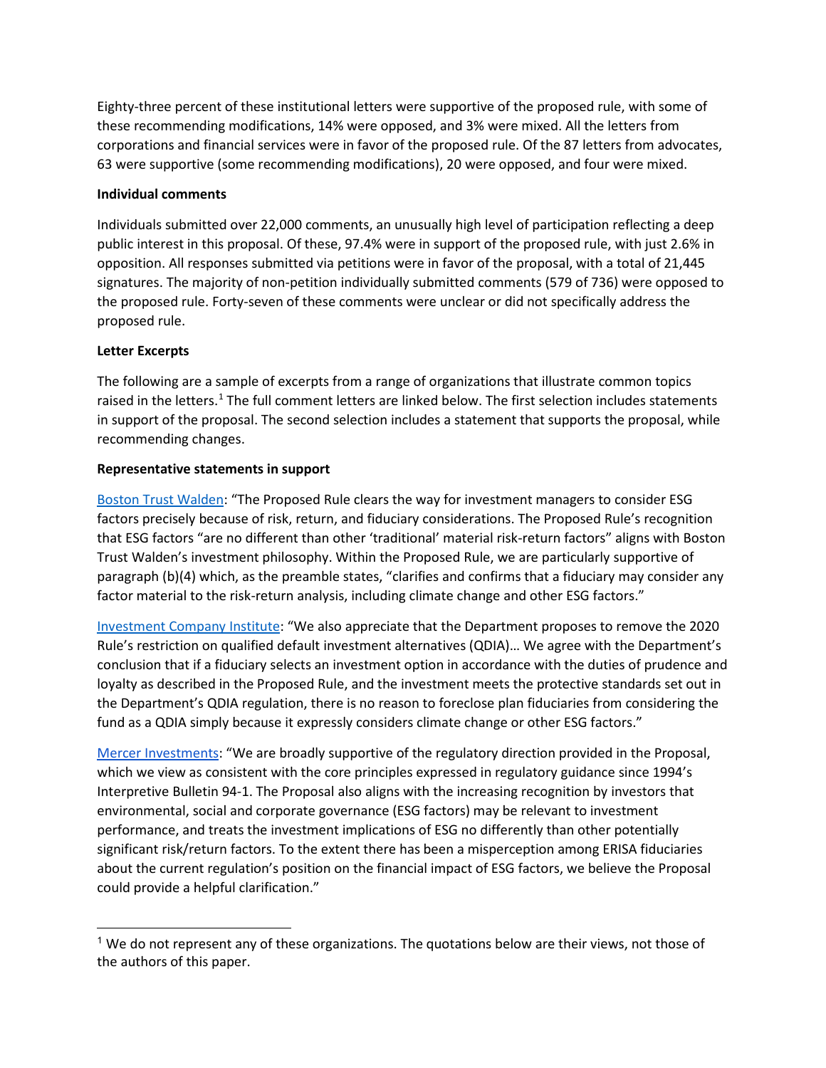Eighty-three percent of these institutional letters were supportive of the proposed rule, with some of these recommending modifications, 14% were opposed, and 3% were mixed. All the letters from corporations and financial services were in favor of the proposed rule. Of the 87 letters from advocates, 63 were supportive (some recommending modifications), 20 were opposed, and four were mixed.

**Individual comments**

Individuals submitted over 22,000 comments, an unusually high level of participation reflecting a deep public interest in this proposal. Of these, 97.4% were in support of the proposed rule, with just 2.6% in opposition. All responses submitted via petitions were in favor of the proposal, with a total of 21,445 signatures. The majority of non-petition individually submitted comments (579 of 736) were opposed to the proposed rule. Forty-seven of these comments were unclear or did not specifically address the proposed rule.

**Letter Excerpts**

The following are a sample of excerpts from a range of organizations that illustrate common topics raised in the letters.[1] The full comment letters are linked below. The first selection includes statements in support of the proposal. The second selection includes a statement that supports the proposal, while recommending changes.

**Representative statements in support**

Boston Trust Walden: "The Proposed Rule clears the way for investment managers to consider ESG factors precisely because of risk, return, and fiduciary considerations. The Proposed Rule's recognition that ESG factors "are no different than other 'traditional' material risk-return factors" aligns with Boston Trust Walden's investment philosophy. Within the Proposed Rule, we are particularly supportive of paragraph (b)(4) which, as the preamble states, "clarifies and confirms that a fiduciary may consider any factor material to the risk-return analysis, including climate change and other ESG factors."

Investment Company Institute: "We also appreciate that the Department proposes to remove the 2020 Rule's restriction on qualified default investment alternatives (QDIA)… We agree with the Department's conclusion that if a fiduciary selects an investment option in accordance with the duties of prudence and loyalty as described in the Proposed Rule, and the investment meets the protective standards set out in the Department's QDIA regulation, there is no reason to foreclose plan fiduciaries from considering the fund as a QDIA simply because it expressly considers climate change or other ESG factors."

Mercer Investments: "We are broadly supportive of the regulatory direction provided in the Proposal, which we view as consistent with the core principles expressed in regulatory guidance since 1994's Interpretive Bulletin 94-1. The Proposal also aligns with the increasing recognition by investors that environmental, social and corporate governance (ESG factors) may be relevant to investment performance, and treats the investment implications of ESG no differently than other potentially significant risk/return factors. To the extent there has been a misperception among ERISA fiduciaries about the current regulation's position on the financial impact of ESG factors, we believe the Proposal could provide a helpful clarification."

[1] We do not represent any of these organizations. The quotations below are their views, not those of the authors of this paper.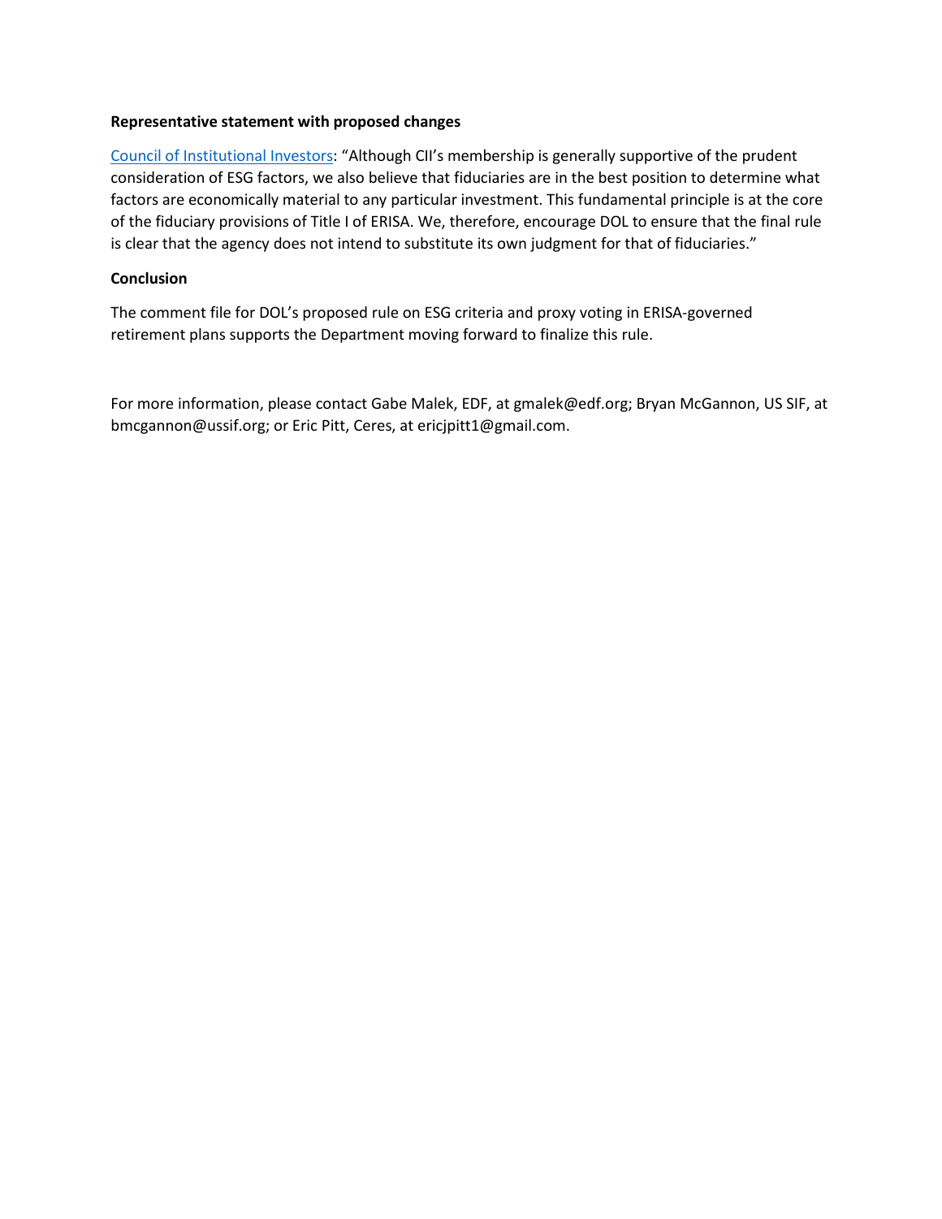**Representative statement with proposed changes**

[Council of Institutional Investors](#): "Although CII's membership is generally supportive of the prudent consideration of ESG factors, we also believe that fiduciaries are in the best position to determine what factors are economically material to any particular investment. This fundamental principle is at the core of the fiduciary provisions of Title I of ERISA. We, therefore, encourage DOL to ensure that the final rule is clear that the agency does not intend to substitute its own judgment for that of fiduciaries."

**Conclusion**

The comment file for DOL's proposed rule on ESG criteria and proxy voting in ERISA-governed retirement plans supports the Department moving forward to finalize this rule.

For more information, please contact Gabe Malek, EDF, at gmalek@edf.org; Bryan McGannon, US SIF, at bmcgannon@ussif.org; or Eric Pitt, Ceres, at ericjpitt1@gmail.com.